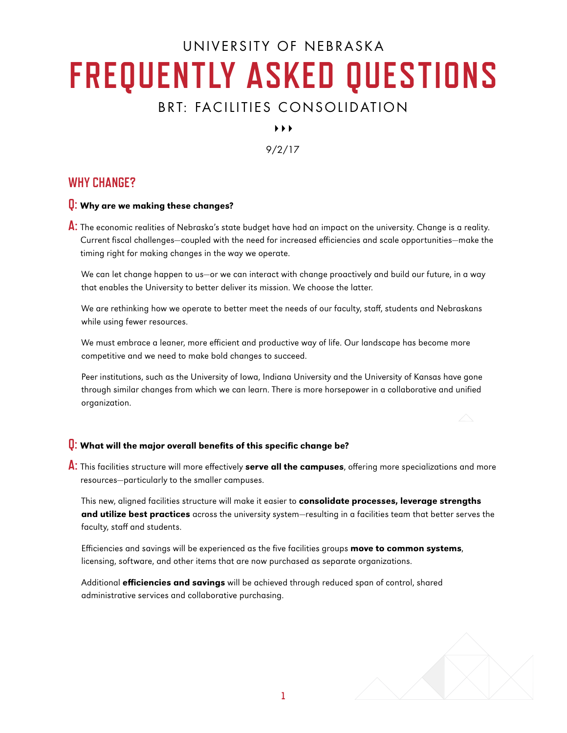UNIVERSITY OF NEBRASKA

# FREQUENTLY ASKED QUESTIONS

## BRT: FACILITIES CONSOLIDATION

9/2/17

## WHY CHANGE?

**Q: Why are we making these changes?**

**A:** The economic realities of Nebraska's state budget have had an impact on the university. Change is a reality. Current fiscal challenges—coupled with the need for increased efficiencies and scale opportunities—make the timing right for making changes in the way we operate.

We can let change happen to us—or we can interact with change proactively and build our future, in a way that enables the University to better deliver its mission. We choose the latter.

We are rethinking how we operate to better meet the needs of our faculty, staff, students and Nebraskans while using fewer resources.

We must embrace a leaner, more efficient and productive way of life. Our landscape has become more competitive and we need to make bold changes to succeed.

Peer institutions, such as the University of Iowa, Indiana University and the University of Kansas have gone through similar changes from which we can learn. There is more horsepower in a collaborative and unified organization.

**Q: What will the major overall benefits of this specific change be?**

**A:** This facilities structure will more effectively **serve all the campuses**, offering more specializations and more resources—particularly to the smaller campuses.

This new, aligned facilities structure will make it easier to **consolidate processes, leverage strengths and utilize best practices** across the university system—resulting in a facilities team that better serves the faculty, staff and students.

Efficiencies and savings will be experienced as the five facilities groups **move to common systems**, licensing, software, and other items that are now purchased as separate organizations.

Additional **efficiencies and savings** will be achieved through reduced span of control, shared administrative services and collaborative purchasing.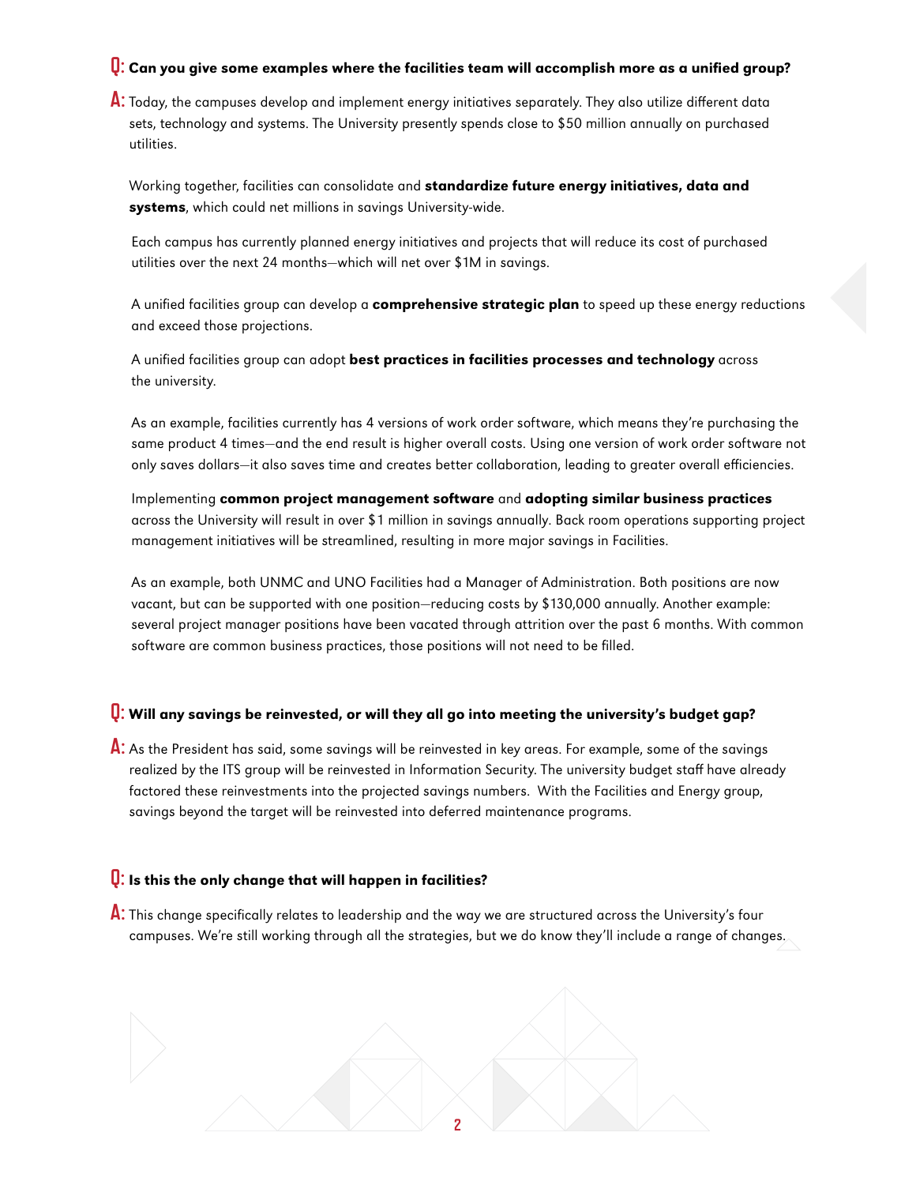**Q: Can you give some examples where the facilities team will accomplish more as a unified group?**

**A:** Today, the campuses develop and implement energy initiatives separately. They also utilize different data sets, technology and systems. The University presently spends close to $50 million annually on purchased utilities.

Working together, facilities can consolidate and **standardize future energy initiatives, data and systems**, which could net millions in savings University-wide.

Each campus has currently planned energy initiatives and projects that will reduce its cost of purchased utilities over the next 24 months—which will net over $1M in savings.

A unified facilities group can develop a **comprehensive strategic plan** to speed up these energy reductions and exceed those projections.

A unified facilities group can adopt **best practices in facilities processes and technology** across the university.

As an example, facilities currently has 4 versions of work order software, which means they're purchasing the same product 4 times—and the end result is higher overall costs. Using one version of work order software not only saves dollars—it also saves time and creates better collaboration, leading to greater overall efficiencies.

Implementing **common project management software** and **adopting similar business practices** across the University will result in over $1 million in savings annually. Back room operations supporting project management initiatives will be streamlined, resulting in more major savings in Facilities.

As an example, both UNMC and UNO Facilities had a Manager of Administration. Both positions are now vacant, but can be supported with one position—reducing costs by $130,000 annually. Another example: several project manager positions have been vacated through attrition over the past 6 months. With common software are common business practices, those positions will not need to be filled.

**Q: Will any savings be reinvested, or will they all go into meeting the university's budget gap?**

**A:** As the President has said, some savings will be reinvested in key areas. For example, some of the savings realized by the ITS group will be reinvested in Information Security. The university budget staff have already factored these reinvestments into the projected savings numbers. With the Facilities and Energy group, savings beyond the target will be reinvested into deferred maintenance programs.

**Q: Is this the only change that will happen in facilities?**

**A:** This change specifically relates to leadership and the way we are structured across the University's four campuses. We're still working through all the strategies, but we do know they'll include a range of changes.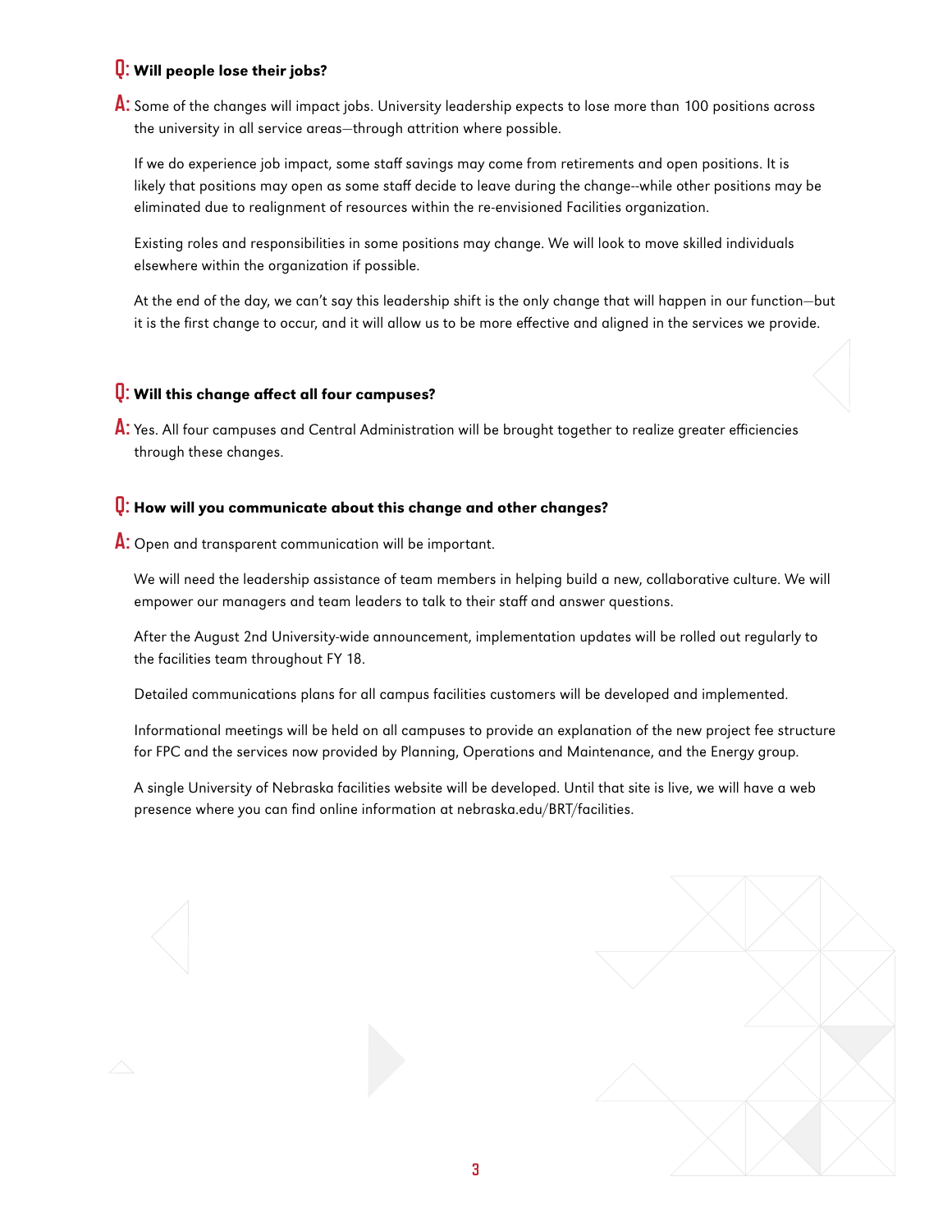**Q: Will people lose their jobs?**

**A:** Some of the changes will impact jobs. University leadership expects to lose more than 100 positions across the university in all service areas—through attrition where possible.

If we do experience job impact, some staff savings may come from retirements and open positions. It is likely that positions may open as some staff decide to leave during the change--while other positions may be eliminated due to realignment of resources within the re-envisioned Facilities organization.

Existing roles and responsibilities in some positions may change. We will look to move skilled individuals elsewhere within the organization if possible.

At the end of the day, we can't say this leadership shift is the only change that will happen in our function—but it is the first change to occur, and it will allow us to be more effective and aligned in the services we provide.

**Q: Will this change affect all four campuses?**

**A:** Yes. All four campuses and Central Administration will be brought together to realize greater efficiencies through these changes.

**Q: How will you communicate about this change and other changes?**

**A:** Open and transparent communication will be important.

We will need the leadership assistance of team members in helping build a new, collaborative culture. We will empower our managers and team leaders to talk to their staff and answer questions.

After the August 2nd University-wide announcement, implementation updates will be rolled out regularly to the facilities team throughout FY 18.

Detailed communications plans for all campus facilities customers will be developed and implemented.

Informational meetings will be held on all campuses to provide an explanation of the new project fee structure for FPC and the services now provided by Planning, Operations and Maintenance, and the Energy group.

A single University of Nebraska facilities website will be developed. Until that site is live, we will have a web presence where you can find online information at nebraska.edu/BRT/facilities.